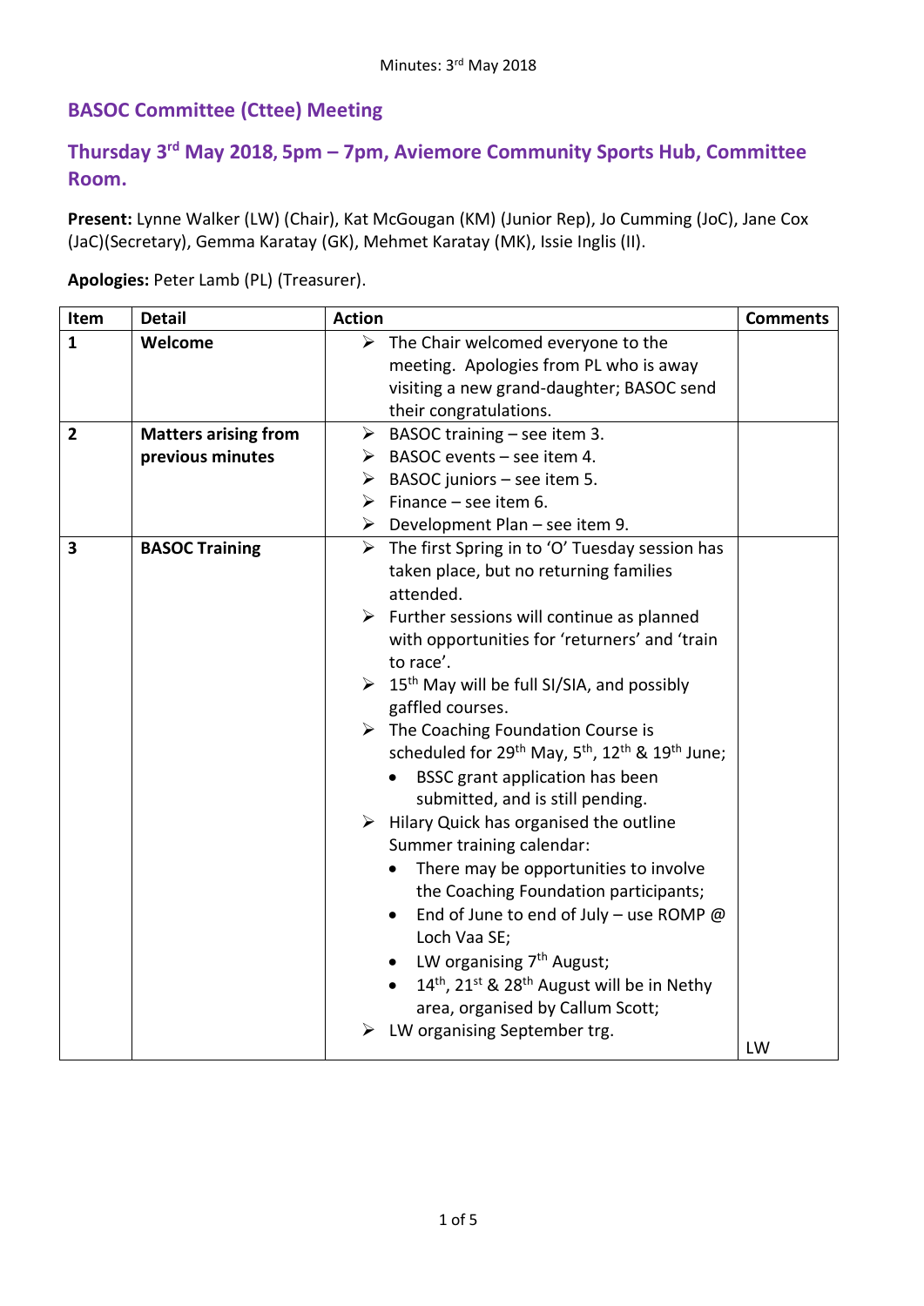## BASOC Committee (Cttee) Meeting

## Thursday 3rd May 2018, 5pm – 7pm, Aviemore Community Sports Hub, Committee Room.

**Present:** Lynne Walker (LW) (Chair), Kat McGougan (KM) (Junior Rep), Jo Cumming (JoC), Jane Cox (JaC)(Secretary), Gemma Karatay (GK), Mehmet Karatay (MK), Issie Inglis (II).

**Apologies:** Peter Lamb (PL) (Treasurer).

| Item | Detail | Action | Comments |
|---|---|---|---|
| **1** | **Welcome** | ➢ The Chair welcomed everyone to the meeting. Apologies from PL who is away visiting a new grand-daughter; BASOC send their congratulations. | |
| **2** | **Matters arising from previous minutes** | ➢ BASOC training – see item 3.<br>➢ BASOC events – see item 4.<br>➢ BASOC juniors – see item 5.<br>➢ Finance – see item 6.<br>➢ Development Plan – see item 9. | |
| **3** | **BASOC Training** | ➢ The first Spring in to 'O' Tuesday session has taken place, but no returning families attended.<br>➢ Further sessions will continue as planned with opportunities for 'returners' and 'train to race'.<br>➢ 15th May will be full SI/SIA, and possibly gaffled courses.<br>➢ The Coaching Foundation Course is scheduled for 29th May, 5th, 12th & 19th June;<br>• BSSC grant application has been submitted, and is still pending.<br>➢ Hilary Quick has organised the outline Summer training calendar:<br>• There may be opportunities to involve the Coaching Foundation participants;<br>• End of June to end of July – use ROMP @ Loch Vaa SE;<br>• LW organising 7th August;<br>• 14th, 21st & 28th August will be in Nethy area, organised by Callum Scott;<br>➢ LW organising September trg. | LW |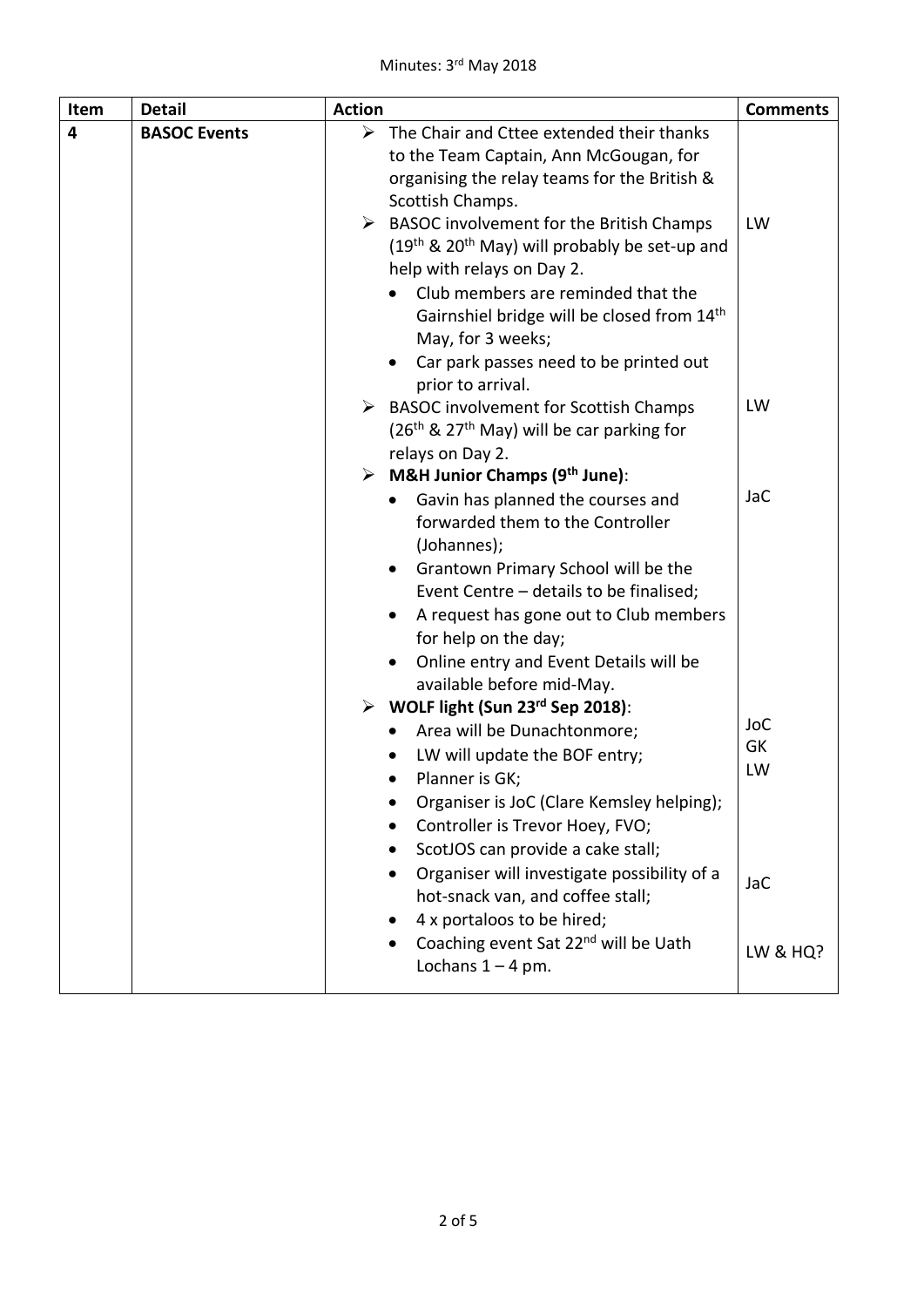| Item | Detail | Action | Comments |
|---|---|---|---|
| 4 | **BASOC Events** | ➢ The Chair and Cttee extended their thanks to the Team Captain, Ann McGougan, for organising the relay teams for the British & Scottish Champs.<br>➢ BASOC involvement for the British Champs (19th & 20th May) will probably be set-up and help with relays on Day 2.<br>• Club members are reminded that the Gairnshiel bridge will be closed from 14th May, for 3 weeks;<br>• Car park passes need to be printed out prior to arrival.<br>➢ BASOC involvement for Scottish Champs (26th & 27th May) will be car parking for relays on Day 2.<br>➢ **M&H Junior Champs (9th June)**:<br>• Gavin has planned the courses and forwarded them to the Controller (Johannes);<br>• Grantown Primary School will be the Event Centre – details to be finalised;<br>• A request has gone out to Club members for help on the day;<br>• Online entry and Event Details will be available before mid-May.<br>➢ **WOLF light (Sun 23rd Sep 2018)**:<br>• Area will be Dunachtonmore;<br>• LW will update the BOF entry;<br>• Planner is GK;<br>• Organiser is JoC (Clare Kemsley helping);<br>• Controller is Trevor Hoey, FVO;<br>• ScotJOS can provide a cake stall;<br>• Organiser will investigate possibility of a hot-snack van, and coffee stall;<br>• 4 x portaloos to be hired;<br>• Coaching event Sat 22nd will be Uath Lochans 1 – 4 pm. | LW<br><br>LW<br><br>JaC<br><br>JoC<br>GK<br>LW<br><br>JaC<br><br>LW & HQ? |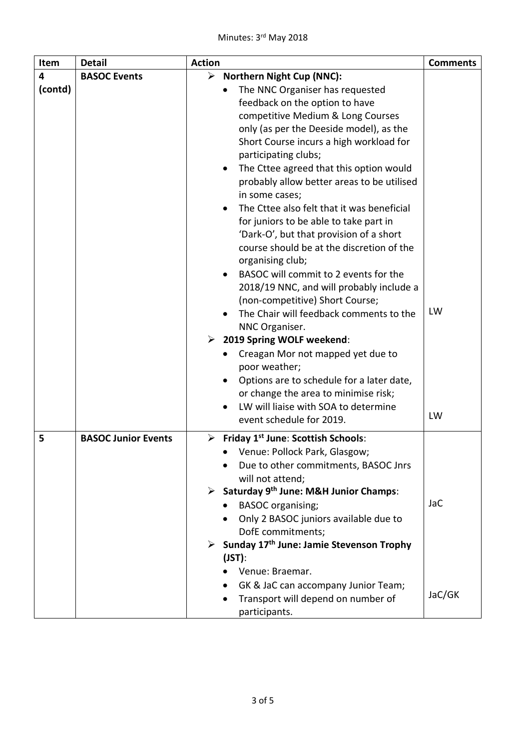Minutes: 3rd May 2018

| Item | Detail | Action | Comments |
|---|---|---|---|
| 4 (contd) | BASOC Events | ➢ **Northern Night Cup (NNC):**<br>• The NNC Organiser has requested feedback on the option to have competitive Medium & Long Courses only (as per the Deeside model), as the Short Course incurs a high workload for participating clubs;<br>• The Cttee agreed that this option would probably allow better areas to be utilised in some cases;<br>• The Cttee also felt that it was beneficial for juniors to be able to take part in 'Dark-O', but that provision of a short course should be at the discretion of the organising club;<br>• BASOC will commit to 2 events for the 2018/19 NNC, and will probably include a (non-competitive) Short Course;<br>• The Chair will feedback comments to the NNC Organiser.<br>➢ **2019 Spring WOLF weekend**:<br>• Creagan Mor not mapped yet due to poor weather;<br>• Options are to schedule for a later date, or change the area to minimise risk;<br>• LW will liaise with SOA to determine event schedule for 2019. | LW<br><br>LW |
| 5 | BASOC Junior Events | ➢ **Friday 1st June**: **Scottish Schools**:<br>• Venue: Pollock Park, Glasgow;<br>• Due to other commitments, BASOC Jnrs will not attend;<br>➢ **Saturday 9th June: M&H Junior Champs**:<br>• BASOC organising;<br>• Only 2 BASOC juniors available due to DofE commitments;<br>➢ **Sunday 17th June: Jamie Stevenson Trophy (JST)**:<br>• Venue: Braemar.<br>• GK & JaC can accompany Junior Team;<br>• Transport will depend on number of participants. | JaC<br><br>JaC/GK |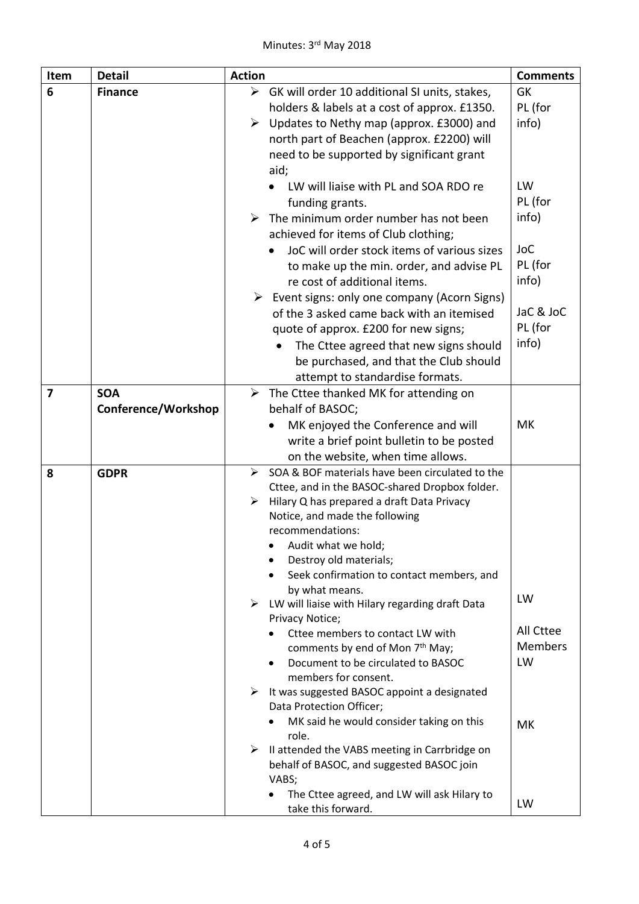Minutes: 3rd May 2018

| Item | Detail | Action | Comments |
| --- | --- | --- | --- |
| 6 | **Finance** | ➢ GK will order 10 additional SI units, stakes, holders & labels at a cost of approx. £1350.<br>➢ Updates to Nethy map (approx. £3000) and north part of Beachen (approx. £2200) will need to be supported by significant grant aid;<br>• LW will liaise with PL and SOA RDO re funding grants.<br>➢ The minimum order number has not been achieved for items of Club clothing;<br>• JoC will order stock items of various sizes to make up the min. order, and advise PL re cost of additional items.<br>➢ Event signs: only one company (Acorn Signs) of the 3 asked came back with an itemised quote of approx. £200 for new signs;<br>• The Cttee agreed that new signs should be purchased, and that the Club should attempt to standardise formats. | GK<br>PL (for info)<br><br>LW<br>PL (for info)<br><br>JoC<br>PL (for info)<br><br>JaC & JoC<br>PL (for info) |
| 7 | **SOA Conference/Workshop** | ➢ The Cttee thanked MK for attending on behalf of BASOC;<br>• MK enjoyed the Conference and will write a brief point bulletin to be posted on the website, when time allows. | MK |
| 8 | **GDPR** | ➢ SOA & BOF materials have been circulated to the Cttee, and in the BASOC-shared Dropbox folder.<br>➢ Hilary Q has prepared a draft Data Privacy Notice, and made the following recommendations:<br>• Audit what we hold;<br>• Destroy old materials;<br>• Seek confirmation to contact members, and by what means.<br>➢ LW will liaise with Hilary regarding draft Data Privacy Notice;<br>• Cttee members to contact LW with comments by end of Mon 7th May;<br>• Document to be circulated to BASOC members for consent.<br>➢ It was suggested BASOC appoint a designated Data Protection Officer;<br>• MK said he would consider taking on this role.<br>➢ II attended the VABS meeting in Carrbridge on behalf of BASOC, and suggested BASOC join VABS;<br>• The Cttee agreed, and LW will ask Hilary to take this forward. | LW<br><br>All Cttee Members<br>LW<br><br>MK<br><br>LW |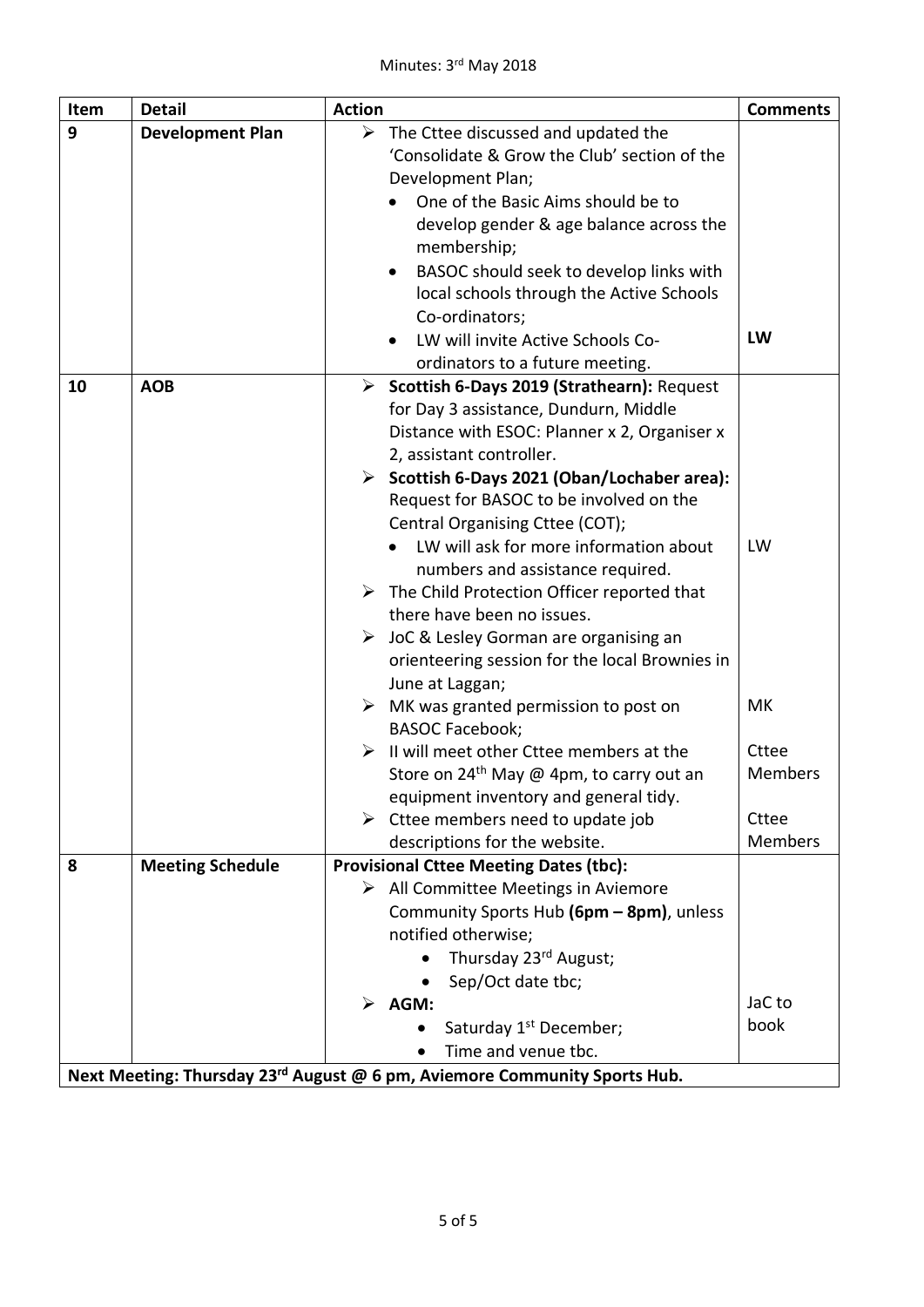Minutes: 3rd May 2018

| Item | Detail | Action | Comments |
|---|---|---|---|
| 9 | **Development Plan** | ➢ The Cttee discussed and updated the 'Consolidate & Grow the Club' section of the Development Plan;<br>• One of the Basic Aims should be to develop gender & age balance across the membership;<br>• BASOC should seek to develop links with local schools through the Active Schools Co-ordinators;<br>• LW will invite Active Schools Co-ordinators to a future meeting. | **LW** |
| 10 | **AOB** | ➢ **Scottish 6-Days 2019 (Strathearn):** Request for Day 3 assistance, Dundurn, Middle Distance with ESOC: Planner x 2, Organiser x 2, assistant controller.<br>➢ **Scottish 6-Days 2021 (Oban/Lochaber area):** Request for BASOC to be involved on the Central Organising Cttee (COT);<br>• LW will ask for more information about numbers and assistance required.<br>➢ The Child Protection Officer reported that there have been no issues.<br>➢ JoC & Lesley Gorman are organising an orienteering session for the local Brownies in June at Laggan;<br>➢ MK was granted permission to post on BASOC Facebook;<br>➢ II will meet other Cttee members at the Store on 24th May @ 4pm, to carry out an equipment inventory and general tidy.<br>➢ Cttee members need to update job descriptions for the website. | LW<br><br>MK<br><br>Cttee Members<br><br>Cttee Members |
| 8 | **Meeting Schedule** | **Provisional Cttee Meeting Dates (tbc):**<br>➢ All Committee Meetings in Aviemore Community Sports Hub **(6pm – 8pm)**, unless notified otherwise;<br>• Thursday 23rd August;<br>• Sep/Oct date tbc;<br>➢ **AGM:**<br>• Saturday 1st December;<br>• Time and venue tbc. | JaC to book |
| **Next Meeting: Thursday 23rd August @ 6 pm, Aviemore Community Sports Hub.** | | | |